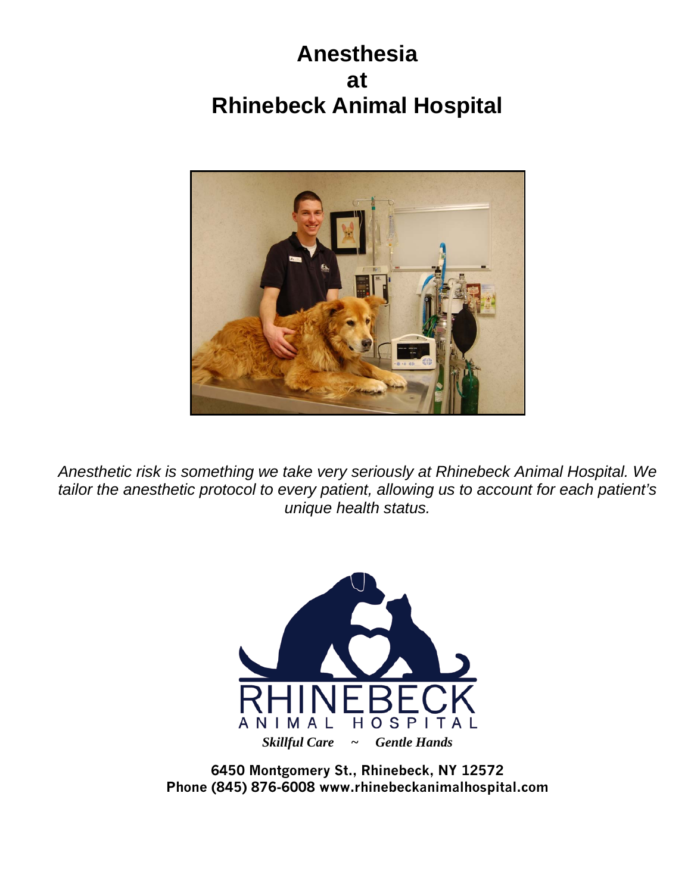# Anesthesia
# at
# Rhinebeck Animal Hospital

*Anesthetic risk is something we take very seriously at Rhinebeck Animal Hospital. We tailor the anesthetic protocol to every patient, allowing us to account for each patient's unique health status.*

RHINEBECK
ANIMAL HOSPITAL

***Skillful Care ~ Gentle Hands***

**6450 Montgomery St., Rhinebeck, NY 12572**
**Phone (845) 876-6008 www.rhinebeckanimalhospital.com**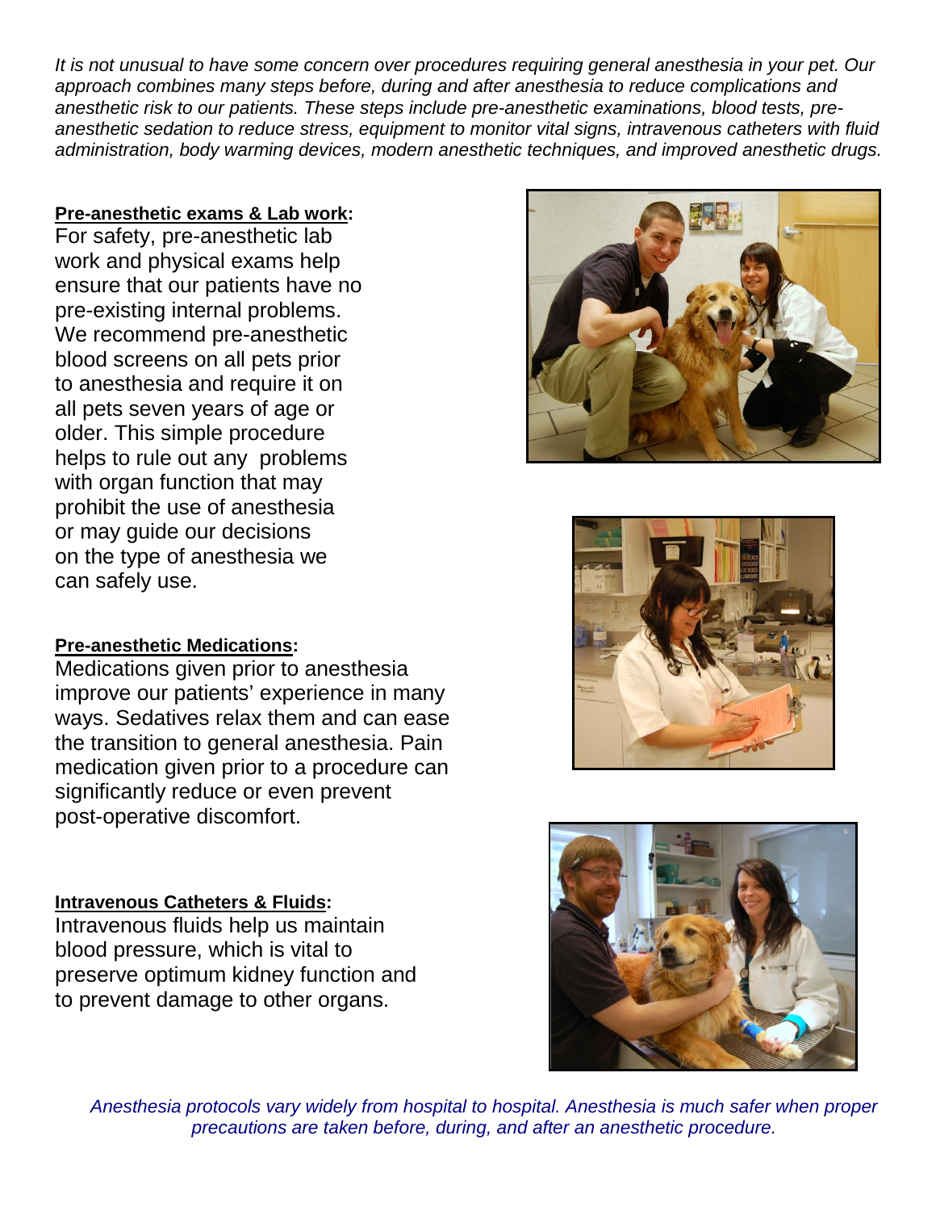*It is not unusual to have some concern over procedures requiring general anesthesia in your pet. Our approach combines many steps before, during and after anesthesia to reduce complications and anesthetic risk to our patients. These steps include pre-anesthetic examinations, blood tests, pre-anesthetic sedation to reduce stress, equipment to monitor vital signs, intravenous catheters with fluid administration, body warming devices, modern anesthetic techniques, and improved anesthetic drugs.*

**Pre-anesthetic exams & Lab work:**

For safety, pre-anesthetic lab work and physical exams help ensure that our patients have no pre-existing internal problems. We recommend pre-anesthetic blood screens on all pets prior to anesthesia and require it on all pets seven years of age or older. This simple procedure helps to rule out any problems with organ function that may prohibit the use of anesthesia or may guide our decisions on the type of anesthesia we can safely use.

**Pre-anesthetic Medications:**

Medications given prior to anesthesia improve our patients' experience in many ways. Sedatives relax them and can ease the transition to general anesthesia. Pain medication given prior to a procedure can significantly reduce or even prevent post-operative discomfort.

**Intravenous Catheters & Fluids:**

Intravenous fluids help us maintain blood pressure, which is vital to preserve optimum kidney function and to prevent damage to other organs.

*Anesthesia protocols vary widely from hospital to hospital. Anesthesia is much safer when proper precautions are taken before, during, and after an anesthetic procedure.*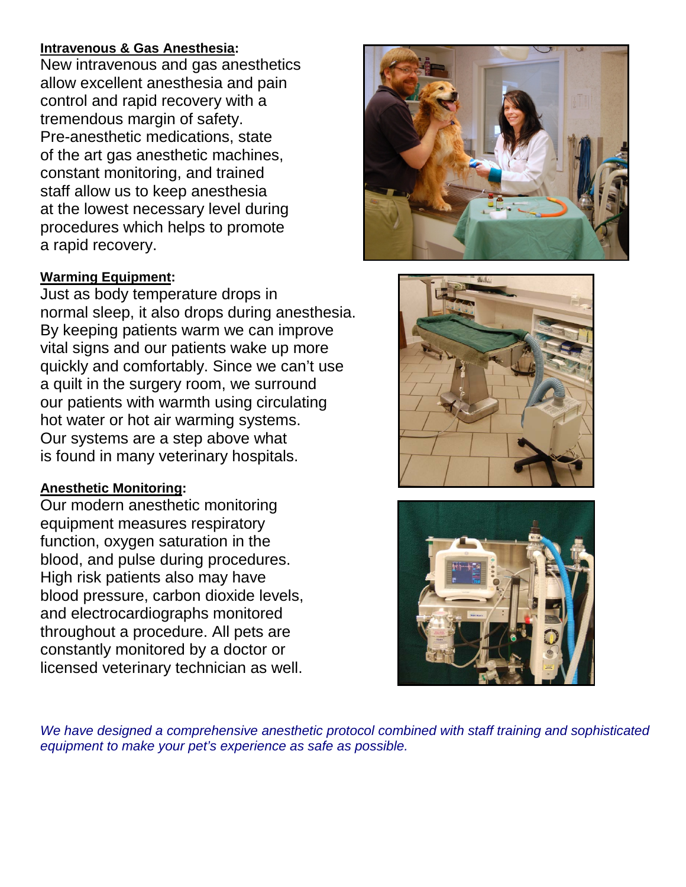**Intravenous & Gas Anesthesia:**

New intravenous and gas anesthetics allow excellent anesthesia and pain control and rapid recovery with a tremendous margin of safety. Pre-anesthetic medications, state of the art gas anesthetic machines, constant monitoring, and trained staff allow us to keep anesthesia at the lowest necessary level during procedures which helps to promote a rapid recovery.

**Warming Equipment:**

Just as body temperature drops in normal sleep, it also drops during anesthesia. By keeping patients warm we can improve vital signs and our patients wake up more quickly and comfortably. Since we can't use a quilt in the surgery room, we surround our patients with warmth using circulating hot water or hot air warming systems. Our systems are a step above what is found in many veterinary hospitals.

**Anesthetic Monitoring:**

Our modern anesthetic monitoring equipment measures respiratory function, oxygen saturation in the blood, and pulse during procedures. High risk patients also may have blood pressure, carbon dioxide levels, and electrocardiographs monitored throughout a procedure. All pets are constantly monitored by a doctor or licensed veterinary technician as well.

*We have designed a comprehensive anesthetic protocol combined with staff training and sophisticated equipment to make your pet's experience as safe as possible.*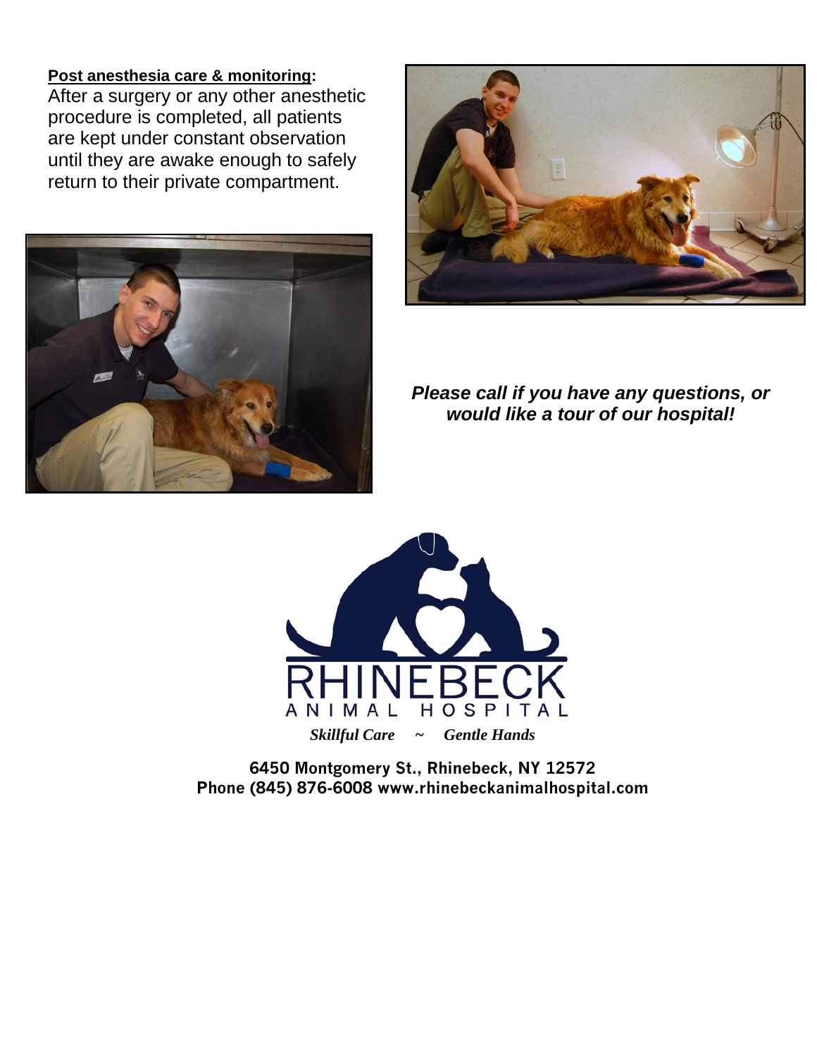**Post anesthesia care & monitoring:**

After a surgery or any other anesthetic procedure is completed, all patients are kept under constant observation until they are awake enough to safely return to their private compartment.

***Please call if you have any questions, or would like a tour of our hospital!***

RHINEBECK
ANIMAL HOSPITAL

***Skillful Care ~ Gentle Hands***

**6450 Montgomery St., Rhinebeck, NY 12572**
**Phone (845) 876-6008 www.rhinebeckanimalhospital.com**